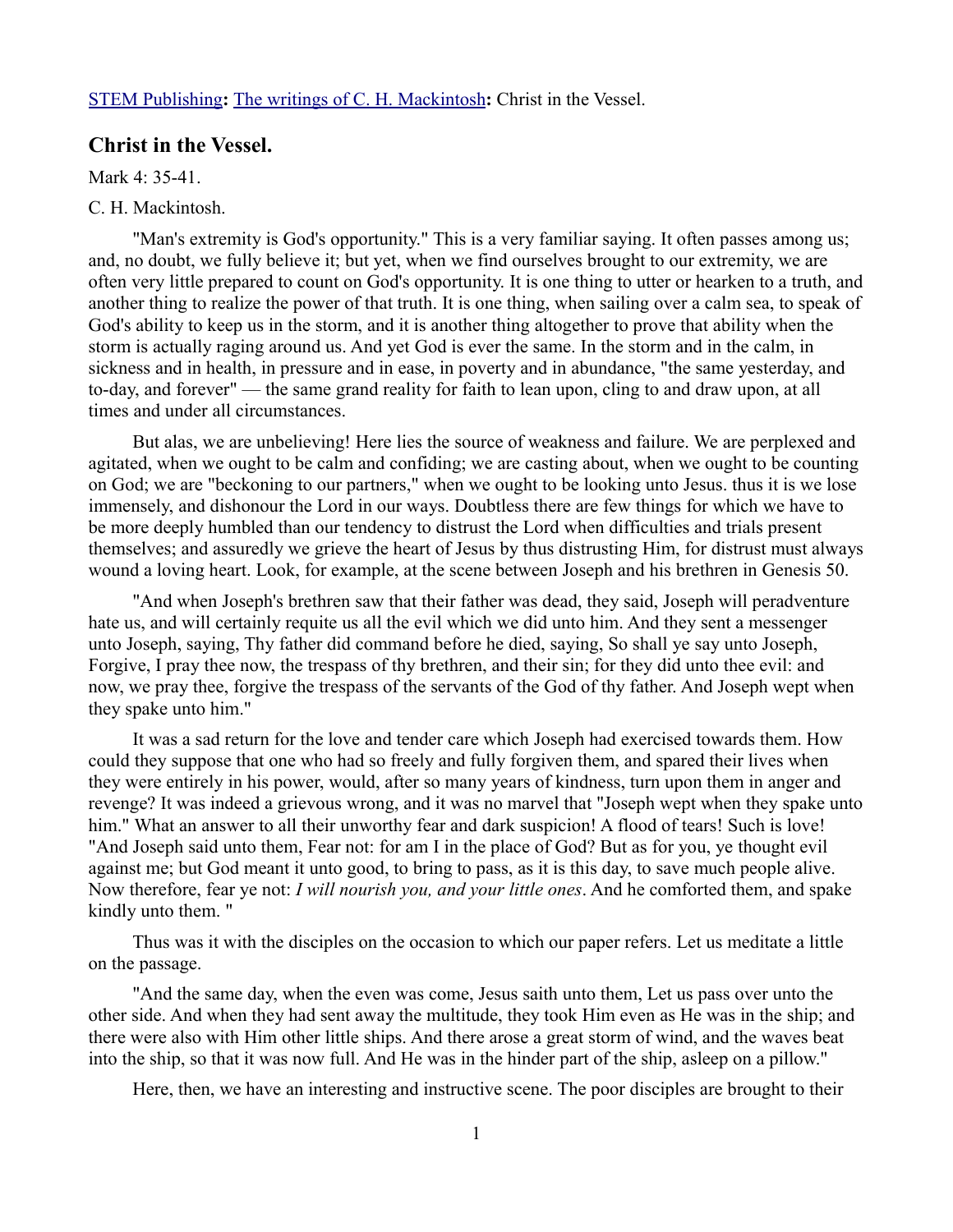STEM Publishing**:** The writings of C. H. Mackintosh**:** Christ in the Vessel.

## Christ in the Vessel.

Mark 4: 35-41.

C. H. Mackintosh.

"Man's extremity is God's opportunity." This is a very familiar saying. It often passes among us; and, no doubt, we fully believe it; but yet, when we find ourselves brought to our extremity, we are often very little prepared to count on God's opportunity. It is one thing to utter or hearken to a truth, and another thing to realize the power of that truth. It is one thing, when sailing over a calm sea, to speak of God's ability to keep us in the storm, and it is another thing altogether to prove that ability when the storm is actually raging around us. And yet God is ever the same. In the storm and in the calm, in sickness and in health, in pressure and in ease, in poverty and in abundance, "the same yesterday, and to-day, and forever" — the same grand reality for faith to lean upon, cling to and draw upon, at all times and under all circumstances.

But alas, we are unbelieving! Here lies the source of weakness and failure. We are perplexed and agitated, when we ought to be calm and confiding; we are casting about, when we ought to be counting on God; we are "beckoning to our partners," when we ought to be looking unto Jesus. thus it is we lose immensely, and dishonour the Lord in our ways. Doubtless there are few things for which we have to be more deeply humbled than our tendency to distrust the Lord when difficulties and trials present themselves; and assuredly we grieve the heart of Jesus by thus distrusting Him, for distrust must always wound a loving heart. Look, for example, at the scene between Joseph and his brethren in Genesis 50.

"And when Joseph's brethren saw that their father was dead, they said, Joseph will peradventure hate us, and will certainly requite us all the evil which we did unto him. And they sent a messenger unto Joseph, saying, Thy father did command before he died, saying, So shall ye say unto Joseph, Forgive, I pray thee now, the trespass of thy brethren, and their sin; for they did unto thee evil: and now, we pray thee, forgive the trespass of the servants of the God of thy father. And Joseph wept when they spake unto him."

It was a sad return for the love and tender care which Joseph had exercised towards them. How could they suppose that one who had so freely and fully forgiven them, and spared their lives when they were entirely in his power, would, after so many years of kindness, turn upon them in anger and revenge? It was indeed a grievous wrong, and it was no marvel that "Joseph wept when they spake unto him." What an answer to all their unworthy fear and dark suspicion! A flood of tears! Such is love! "And Joseph said unto them, Fear not: for am I in the place of God? But as for you, ye thought evil against me; but God meant it unto good, to bring to pass, as it is this day, to save much people alive. Now therefore, fear ye not: *I will nourish you, and your little ones*. And he comforted them, and spake kindly unto them. "

Thus was it with the disciples on the occasion to which our paper refers. Let us meditate a little on the passage.

"And the same day, when the even was come, Jesus saith unto them, Let us pass over unto the other side. And when they had sent away the multitude, they took Him even as He was in the ship; and there were also with Him other little ships. And there arose a great storm of wind, and the waves beat into the ship, so that it was now full. And He was in the hinder part of the ship, asleep on a pillow."

Here, then, we have an interesting and instructive scene. The poor disciples are brought to their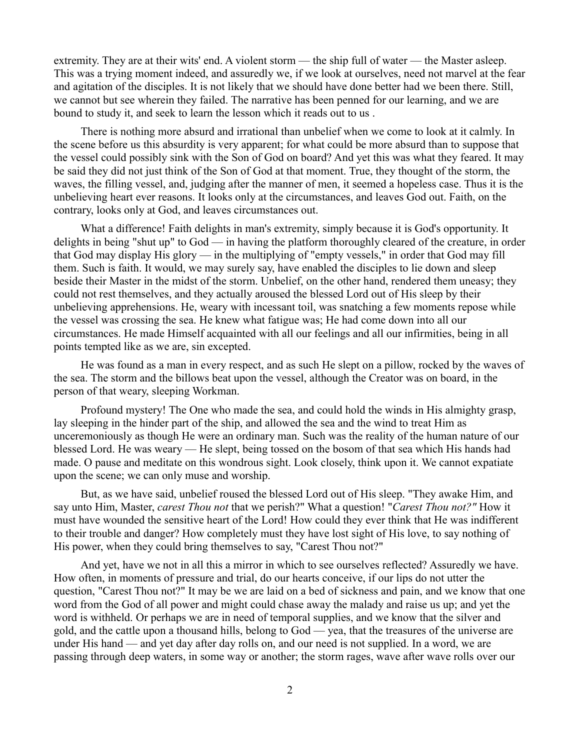extremity. They are at their wits' end. A violent storm — the ship full of water — the Master asleep. This was a trying moment indeed, and assuredly we, if we look at ourselves, need not marvel at the fear and agitation of the disciples. It is not likely that we should have done better had we been there. Still, we cannot but see wherein they failed. The narrative has been penned for our learning, and we are bound to study it, and seek to learn the lesson which it reads out to us .

There is nothing more absurd and irrational than unbelief when we come to look at it calmly. In the scene before us this absurdity is very apparent; for what could be more absurd than to suppose that the vessel could possibly sink with the Son of God on board? And yet this was what they feared. It may be said they did not just think of the Son of God at that moment. True, they thought of the storm, the waves, the filling vessel, and, judging after the manner of men, it seemed a hopeless case. Thus it is the unbelieving heart ever reasons. It looks only at the circumstances, and leaves God out. Faith, on the contrary, looks only at God, and leaves circumstances out.

What a difference! Faith delights in man's extremity, simply because it is God's opportunity. It delights in being "shut up" to God — in having the platform thoroughly cleared of the creature, in order that God may display His glory — in the multiplying of "empty vessels," in order that God may fill them. Such is faith. It would, we may surely say, have enabled the disciples to lie down and sleep beside their Master in the midst of the storm. Unbelief, on the other hand, rendered them uneasy; they could not rest themselves, and they actually aroused the blessed Lord out of His sleep by their unbelieving apprehensions. He, weary with incessant toil, was snatching a few moments repose while the vessel was crossing the sea. He knew what fatigue was; He had come down into all our circumstances. He made Himself acquainted with all our feelings and all our infirmities, being in all points tempted like as we are, sin excepted.

He was found as a man in every respect, and as such He slept on a pillow, rocked by the waves of the sea. The storm and the billows beat upon the vessel, although the Creator was on board, in the person of that weary, sleeping Workman.

Profound mystery! The One who made the sea, and could hold the winds in His almighty grasp, lay sleeping in the hinder part of the ship, and allowed the sea and the wind to treat Him as unceremoniously as though He were an ordinary man. Such was the reality of the human nature of our blessed Lord. He was weary — He slept, being tossed on the bosom of that sea which His hands had made. O pause and meditate on this wondrous sight. Look closely, think upon it. We cannot expatiate upon the scene; we can only muse and worship.

But, as we have said, unbelief roused the blessed Lord out of His sleep. "They awake Him, and say unto Him, Master, *carest Thou not* that we perish?" What a question! "*Carest Thou not?"* How it must have wounded the sensitive heart of the Lord! How could they ever think that He was indifferent to their trouble and danger? How completely must they have lost sight of His love, to say nothing of His power, when they could bring themselves to say, "Carest Thou not?"

And yet, have we not in all this a mirror in which to see ourselves reflected? Assuredly we have. How often, in moments of pressure and trial, do our hearts conceive, if our lips do not utter the question, "Carest Thou not?" It may be we are laid on a bed of sickness and pain, and we know that one word from the God of all power and might could chase away the malady and raise us up; and yet the word is withheld. Or perhaps we are in need of temporal supplies, and we know that the silver and gold, and the cattle upon a thousand hills, belong to God — yea, that the treasures of the universe are under His hand — and yet day after day rolls on, and our need is not supplied. In a word, we are passing through deep waters, in some way or another; the storm rages, wave after wave rolls over our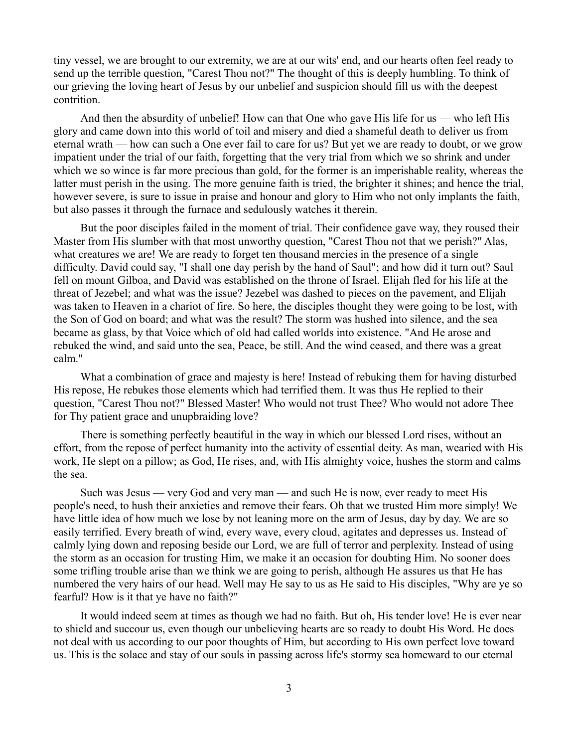tiny vessel, we are brought to our extremity, we are at our wits' end, and our hearts often feel ready to send up the terrible question, "Carest Thou not?" The thought of this is deeply humbling. To think of our grieving the loving heart of Jesus by our unbelief and suspicion should fill us with the deepest contrition.

And then the absurdity of unbelief! How can that One who gave His life for us — who left His glory and came down into this world of toil and misery and died a shameful death to deliver us from eternal wrath — how can such a One ever fail to care for us? But yet we are ready to doubt, or we grow impatient under the trial of our faith, forgetting that the very trial from which we so shrink and under which we so wince is far more precious than gold, for the former is an imperishable reality, whereas the latter must perish in the using. The more genuine faith is tried, the brighter it shines; and hence the trial, however severe, is sure to issue in praise and honour and glory to Him who not only implants the faith, but also passes it through the furnace and sedulously watches it therein.

But the poor disciples failed in the moment of trial. Their confidence gave way, they roused their Master from His slumber with that most unworthy question, "Carest Thou not that we perish?" Alas, what creatures we are! We are ready to forget ten thousand mercies in the presence of a single difficulty. David could say, "I shall one day perish by the hand of Saul"; and how did it turn out? Saul fell on mount Gilboa, and David was established on the throne of Israel. Elijah fled for his life at the threat of Jezebel; and what was the issue? Jezebel was dashed to pieces on the pavement, and Elijah was taken to Heaven in a chariot of fire. So here, the disciples thought they were going to be lost, with the Son of God on board; and what was the result? The storm was hushed into silence, and the sea became as glass, by that Voice which of old had called worlds into existence. "And He arose and rebuked the wind, and said unto the sea, Peace, be still. And the wind ceased, and there was a great calm."

What a combination of grace and majesty is here! Instead of rebuking them for having disturbed His repose, He rebukes those elements which had terrified them. It was thus He replied to their question, "Carest Thou not?" Blessed Master! Who would not trust Thee? Who would not adore Thee for Thy patient grace and unupbraiding love?

There is something perfectly beautiful in the way in which our blessed Lord rises, without an effort, from the repose of perfect humanity into the activity of essential deity. As man, wearied with His work, He slept on a pillow; as God, He rises, and, with His almighty voice, hushes the storm and calms the sea.

Such was Jesus — very God and very man — and such He is now, ever ready to meet His people's need, to hush their anxieties and remove their fears. Oh that we trusted Him more simply! We have little idea of how much we lose by not leaning more on the arm of Jesus, day by day. We are so easily terrified. Every breath of wind, every wave, every cloud, agitates and depresses us. Instead of calmly lying down and reposing beside our Lord, we are full of terror and perplexity. Instead of using the storm as an occasion for trusting Him, we make it an occasion for doubting Him. No sooner does some trifling trouble arise than we think we are going to perish, although He assures us that He has numbered the very hairs of our head. Well may He say to us as He said to His disciples, "Why are ye so fearful? How is it that ye have no faith?"

It would indeed seem at times as though we had no faith. But oh, His tender love! He is ever near to shield and succour us, even though our unbelieving hearts are so ready to doubt His Word. He does not deal with us according to our poor thoughts of Him, but according to His own perfect love toward us. This is the solace and stay of our souls in passing across life's stormy sea homeward to our eternal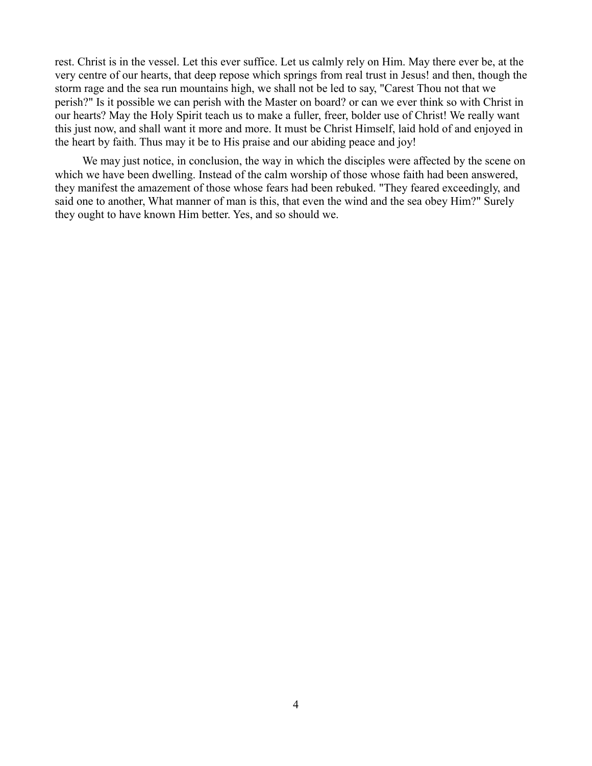rest. Christ is in the vessel. Let this ever suffice. Let us calmly rely on Him. May there ever be, at the very centre of our hearts, that deep repose which springs from real trust in Jesus! and then, though the storm rage and the sea run mountains high, we shall not be led to say, "Carest Thou not that we perish?" Is it possible we can perish with the Master on board? or can we ever think so with Christ in our hearts? May the Holy Spirit teach us to make a fuller, freer, bolder use of Christ! We really want this just now, and shall want it more and more. It must be Christ Himself, laid hold of and enjoyed in the heart by faith. Thus may it be to His praise and our abiding peace and joy!

We may just notice, in conclusion, the way in which the disciples were affected by the scene on which we have been dwelling. Instead of the calm worship of those whose faith had been answered, they manifest the amazement of those whose fears had been rebuked. "They feared exceedingly, and said one to another, What manner of man is this, that even the wind and the sea obey Him?" Surely they ought to have known Him better. Yes, and so should we.